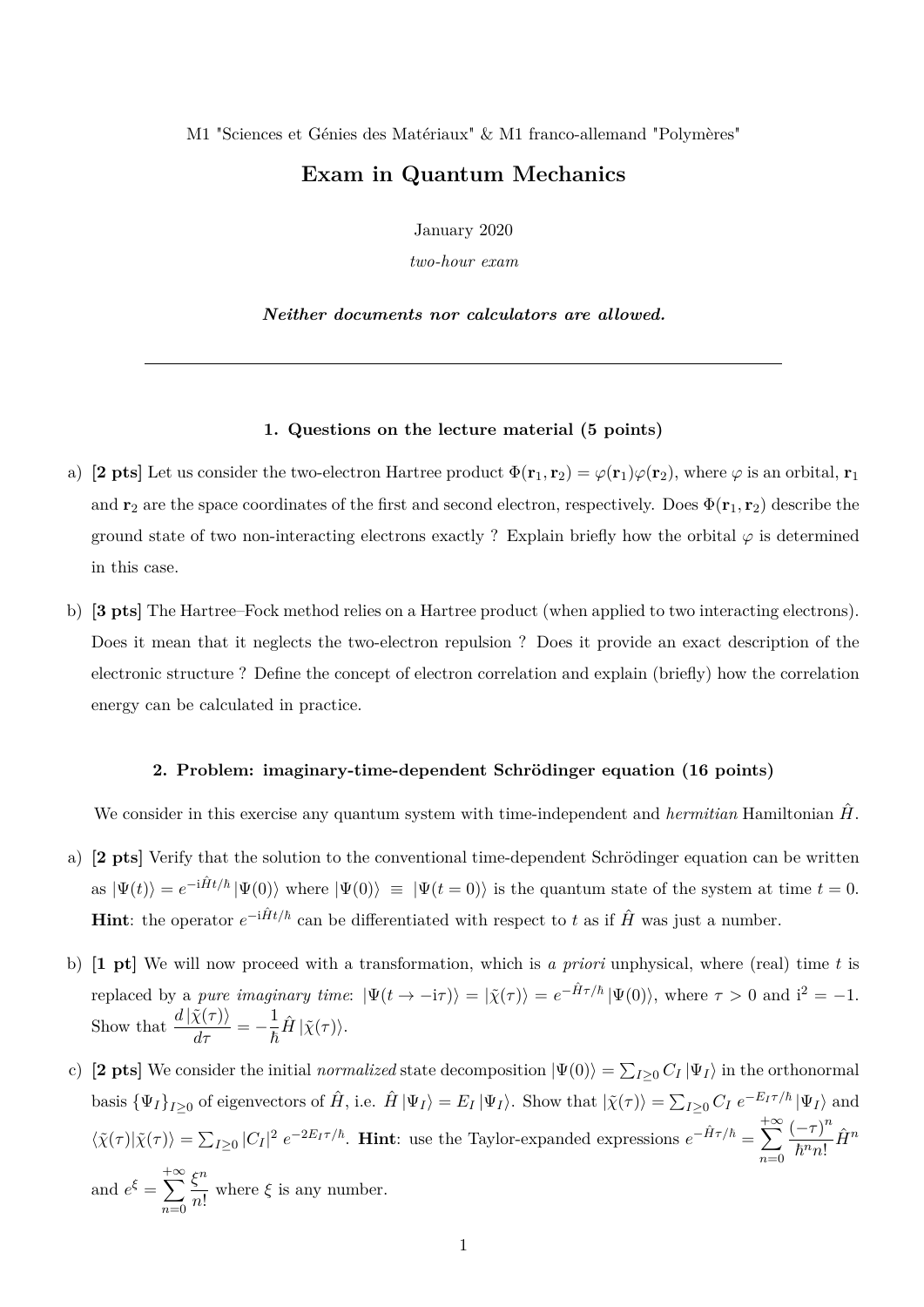M1 "Sciences et Génies des Matériaux" & M1 franco-allemand "Polymères"

# Exam in Quantum Mechanics

January 2020

*two-hour exam*

***Neither documents nor calculators are allowed.***

---

### 1. Questions on the lecture material (5 points)

a) **[2 pts]** Let us consider the two-electron Hartree product $\Phi(\mathbf{r}_1, \mathbf{r}_2) = \varphi(\mathbf{r}_1)\varphi(\mathbf{r}_2)$, where $\varphi$ is an orbital, $\mathbf{r}_1$ and $\mathbf{r}_2$ are the space coordinates of the first and second electron, respectively. Does $\Phi(\mathbf{r}_1, \mathbf{r}_2)$ describe the ground state of two non-interacting electrons exactly ? Explain briefly how the orbital $\varphi$ is determined in this case.

b) **[3 pts]** The Hartree–Fock method relies on a Hartree product (when applied to two interacting electrons). Does it mean that it neglects the two-electron repulsion ? Does it provide an exact description of the electronic structure ? Define the concept of electron correlation and explain (briefly) how the correlation energy can be calculated in practice.

### 2. Problem: imaginary-time-dependent Schrödinger equation (16 points)

We consider in this exercise any quantum system with time-independent and *hermitian* Hamiltonian $\hat{H}$.

a) **[2 pts]** Verify that the solution to the conventional time-dependent Schrödinger equation can be written as $|\Psi(t)\rangle = e^{-\mathrm{i}\hat{H}t/\hbar}\,|\Psi(0)\rangle$ where $|\Psi(0)\rangle \equiv |\Psi(t=0)\rangle$ is the quantum state of the system at time $t = 0$. **Hint**: the operator $e^{-\mathrm{i}\hat{H}t/\hbar}$ can be differentiated with respect to $t$ as if $\hat{H}$ was just a number.

b) **[1 pt]** We will now proceed with a transformation, which is *a priori* unphysical, where (real) time $t$ is replaced by a *pure imaginary time*: $|\Psi(t \to -\mathrm{i}\tau)\rangle = |\tilde{\chi}(\tau)\rangle = e^{-\hat{H}\tau/\hbar}\,|\Psi(0)\rangle$, where $\tau > 0$ and $\mathrm{i}^2 = -1$. Show that $\dfrac{d\,|\tilde{\chi}(\tau)\rangle}{d\tau} = -\dfrac{1}{\hbar}\hat{H}\,|\tilde{\chi}(\tau)\rangle$.

c) **[2 pts]** We consider the initial *normalized* state decomposition $|\Psi(0)\rangle = \sum_{I\geq 0} C_I\,|\Psi_I\rangle$ in the orthonormal basis $\{\Psi_I\}_{I\geq 0}$ of eigenvectors of $\hat{H}$, i.e. $\hat{H}\,|\Psi_I\rangle = E_I\,|\Psi_I\rangle$. Show that $|\tilde{\chi}(\tau)\rangle = \sum_{I\geq 0} C_I\, e^{-E_I\tau/\hbar}\,|\Psi_I\rangle$ and $\langle\tilde{\chi}(\tau)|\tilde{\chi}(\tau)\rangle = \sum_{I\geq 0} |C_I|^2\, e^{-2E_I\tau/\hbar}$. **Hint**: use the Taylor-expanded expressions $e^{-\hat{H}\tau/\hbar} = \displaystyle\sum_{n=0}^{+\infty} \frac{(-\tau)^n}{\hbar^n n!}\hat{H}^n$ and $e^{\xi} = \displaystyle\sum_{n=0}^{+\infty} \frac{\xi^n}{n!}$ where $\xi$ is any number.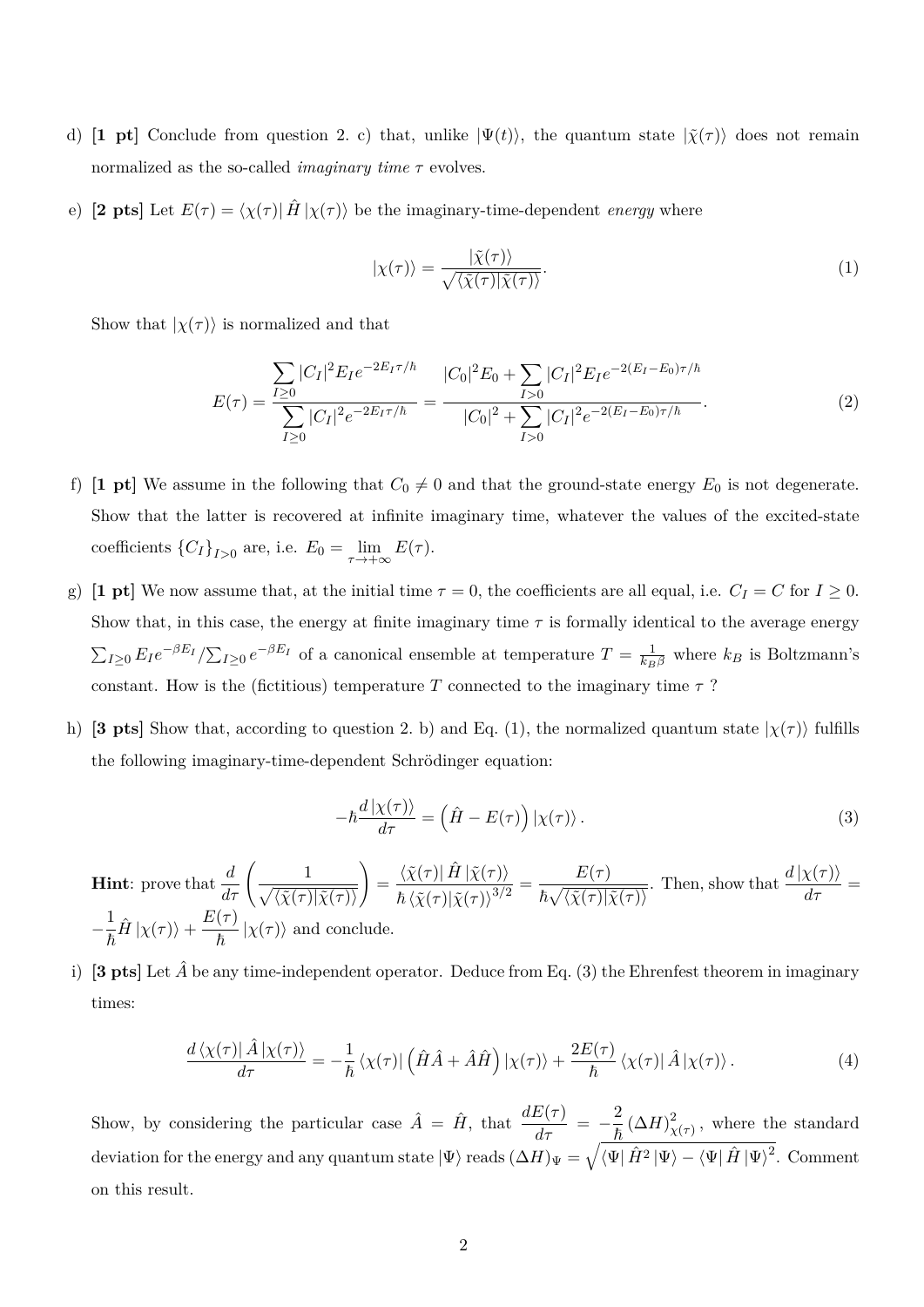d) **[1 pt]** Conclude from question 2. c) that, unlike $|\Psi(t)\rangle$, the quantum state $|\tilde{\chi}(\tau)\rangle$ does not remain normalized as the so-called *imaginary time* $\tau$ evolves.

e) **[2 pts]** Let $E(\tau) = \langle\chi(\tau)|\hat{H}|\chi(\tau)\rangle$ be the imaginary-time-dependent *energy* where

$$|\chi(\tau)\rangle = \frac{|\tilde{\chi}(\tau)\rangle}{\sqrt{\langle\tilde{\chi}(\tau)|\tilde{\chi}(\tau)\rangle}}. \tag{1}$$

Show that $|\chi(\tau)\rangle$ is normalized and that

$$E(\tau) = \frac{\displaystyle\sum_{I\geq 0}|C_I|^2 E_I e^{-2E_I\tau/\hbar}}{\displaystyle\sum_{I\geq 0}|C_I|^2 e^{-2E_I\tau/\hbar}} = \frac{|C_0|^2 E_0 + \displaystyle\sum_{I>0}|C_I|^2 E_I e^{-2(E_I-E_0)\tau/\hbar}}{|C_0|^2 + \displaystyle\sum_{I>0}|C_I|^2 e^{-2(E_I-E_0)\tau/\hbar}}. \tag{2}$$

f) **[1 pt]** We assume in the following that $C_0 \neq 0$ and that the ground-state energy $E_0$ is not degenerate. Show that the latter is recovered at infinite imaginary time, whatever the values of the excited-state coefficients $\{C_I\}_{I>0}$ are, i.e. $E_0 = \lim_{\tau\to+\infty} E(\tau)$.

g) **[1 pt]** We now assume that, at the initial time $\tau = 0$, the coefficients are all equal, i.e. $C_I = C$ for $I \geq 0$. Show that, in this case, the energy at finite imaginary time $\tau$ is formally identical to the average energy $\sum_{I\geq 0} E_I e^{-\beta E_I}/\sum_{I\geq 0} e^{-\beta E_I}$ of a canonical ensemble at temperature $T = \frac{1}{k_B\beta}$ where $k_B$ is Boltzmann's constant. How is the (fictitious) temperature $T$ connected to the imaginary time $\tau$ ?

h) **[3 pts]** Show that, according to question 2. b) and Eq. (1), the normalized quantum state $|\chi(\tau)\rangle$ fulfills the following imaginary-time-dependent Schrödinger equation:

$$-\hbar\frac{d|\chi(\tau)\rangle}{d\tau} = \left(\hat{H} - E(\tau)\right)|\chi(\tau)\rangle. \tag{3}$$

**Hint**: prove that $\dfrac{d}{d\tau}\left(\dfrac{1}{\sqrt{\langle\tilde{\chi}(\tau)|\tilde{\chi}(\tau)\rangle}}\right) = \dfrac{\langle\tilde{\chi}(\tau)|\hat{H}|\tilde{\chi}(\tau)\rangle}{\hbar\langle\tilde{\chi}(\tau)|\tilde{\chi}(\tau)\rangle^{3/2}} = \dfrac{E(\tau)}{\hbar\sqrt{\langle\tilde{\chi}(\tau)|\tilde{\chi}(\tau)\rangle}}$. Then, show that $\dfrac{d|\chi(\tau)\rangle}{d\tau} = -\dfrac{1}{\hbar}\hat{H}|\chi(\tau)\rangle + \dfrac{E(\tau)}{\hbar}|\chi(\tau)\rangle$ and conclude.

i) **[3 pts]** Let $\hat{A}$ be any time-independent operator. Deduce from Eq. (3) the Ehrenfest theorem in imaginary times:

$$\frac{d\langle\chi(\tau)|\hat{A}|\chi(\tau)\rangle}{d\tau} = -\frac{1}{\hbar}\langle\chi(\tau)|\left(\hat{H}\hat{A} + \hat{A}\hat{H}\right)|\chi(\tau)\rangle + \frac{2E(\tau)}{\hbar}\langle\chi(\tau)|\hat{A}|\chi(\tau)\rangle. \tag{4}$$

Show, by considering the particular case $\hat{A} = \hat{H}$, that $\dfrac{dE(\tau)}{d\tau} = -\dfrac{2}{\hbar}(\Delta H)^2_{\chi(\tau)}$, where the standard deviation for the energy and any quantum state $|\Psi\rangle$ reads $(\Delta H)_\Psi = \sqrt{\langle\Psi|\hat{H}^2|\Psi\rangle - \langle\Psi|\hat{H}|\Psi\rangle^2}$. Comment on this result.